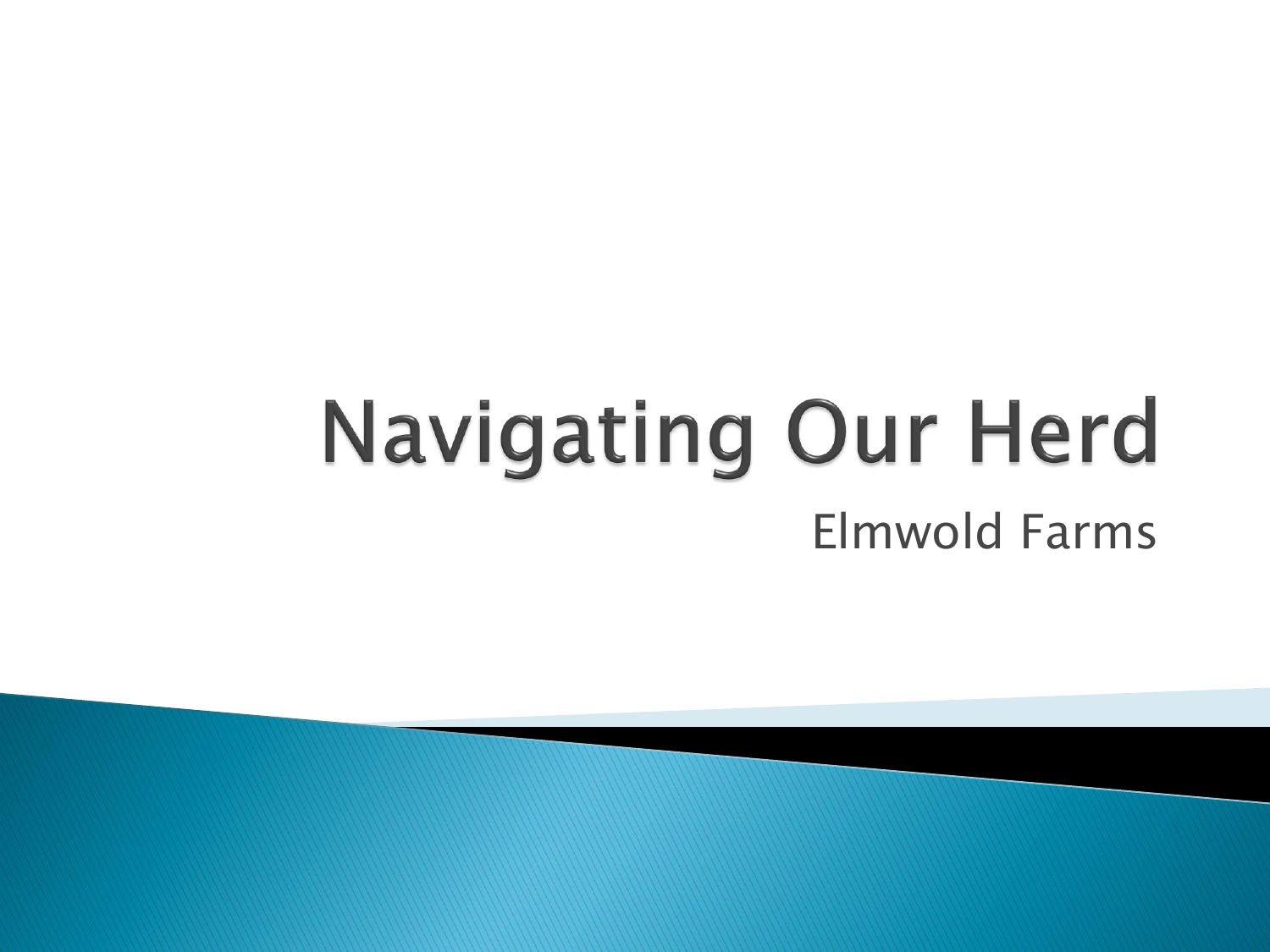# Navigating Our Herd

Elmwold Farms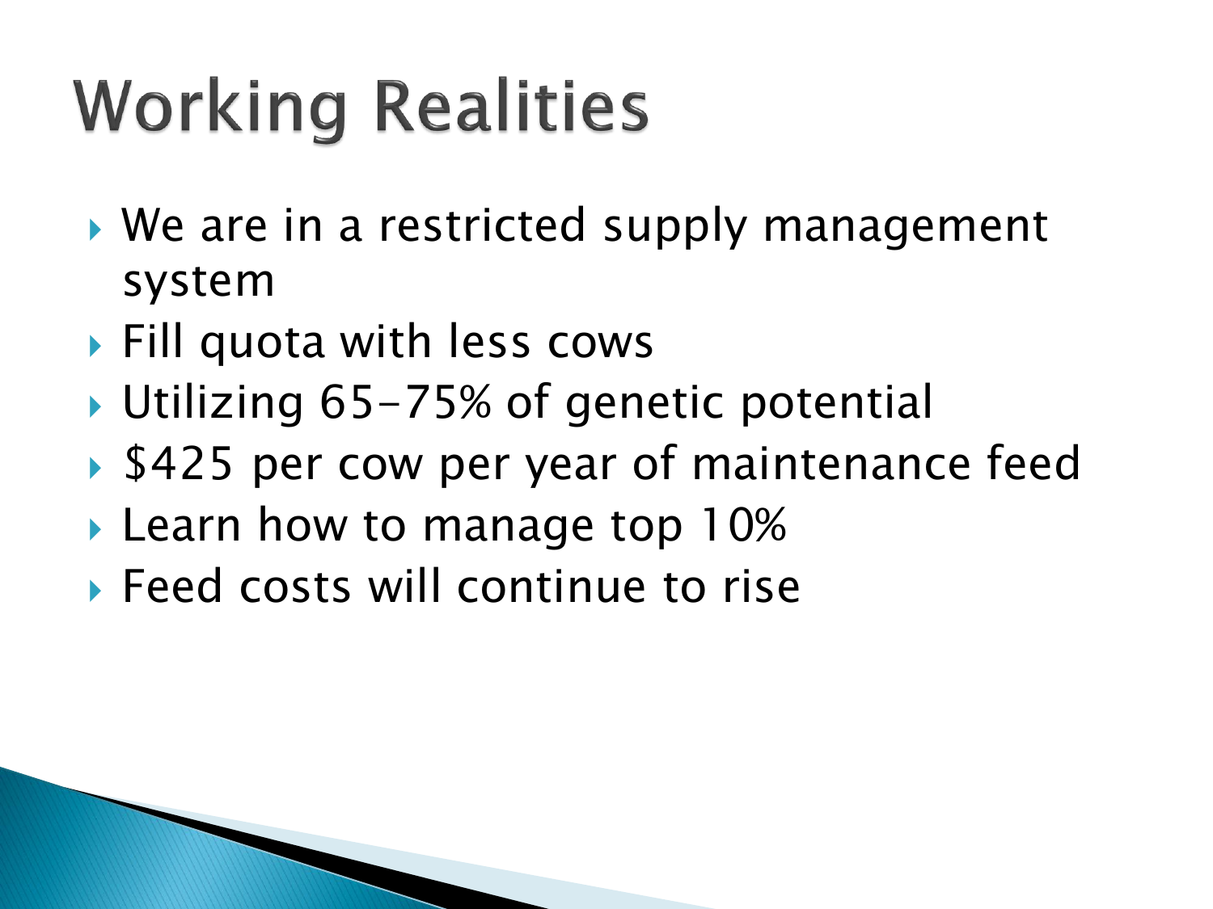# Working Realities

- We are in a restricted supply management system
- Fill quota with less cows
- Utilizing 65-75% of genetic potential
- $425 per cow per year of maintenance feed
- Learn how to manage top 10%
- Feed costs will continue to rise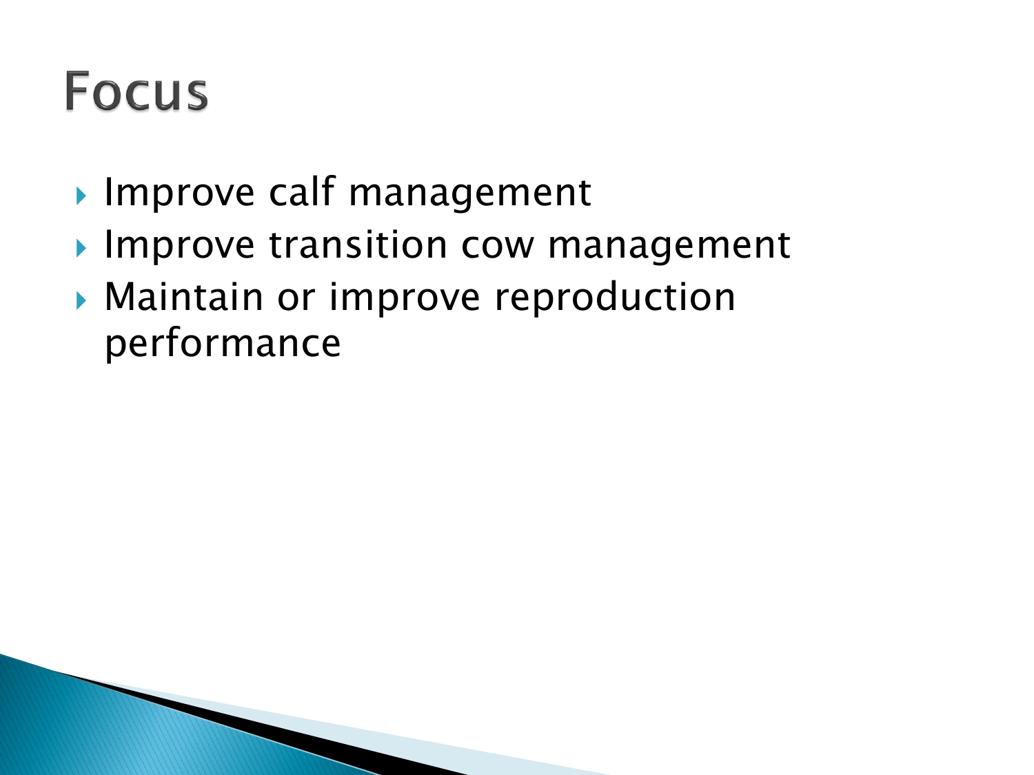# Focus

- Improve calf management
- Improve transition cow management
- Maintain or improve reproduction performance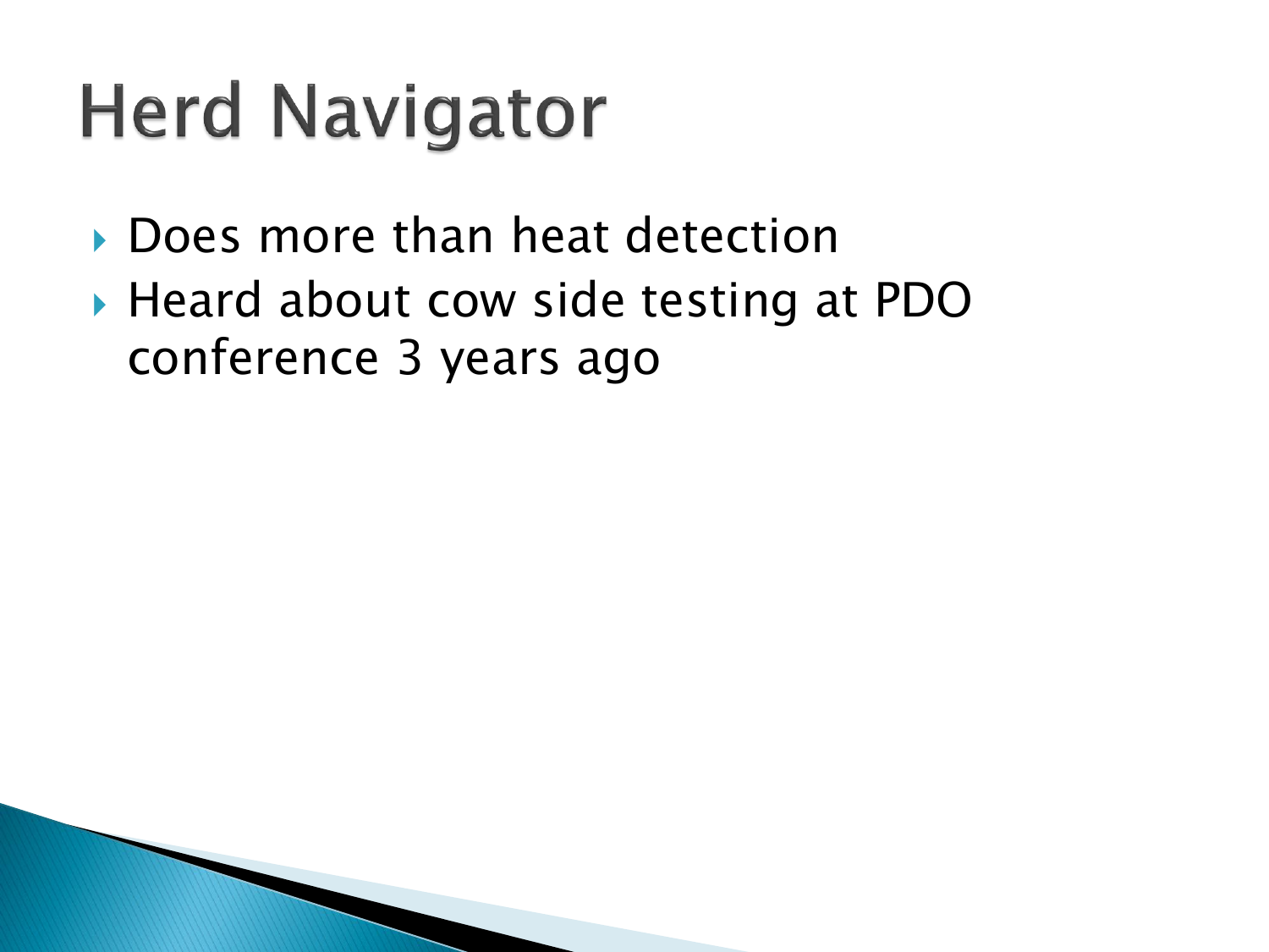# Herd Navigator

- Does more than heat detection
- Heard about cow side testing at PDO conference 3 years ago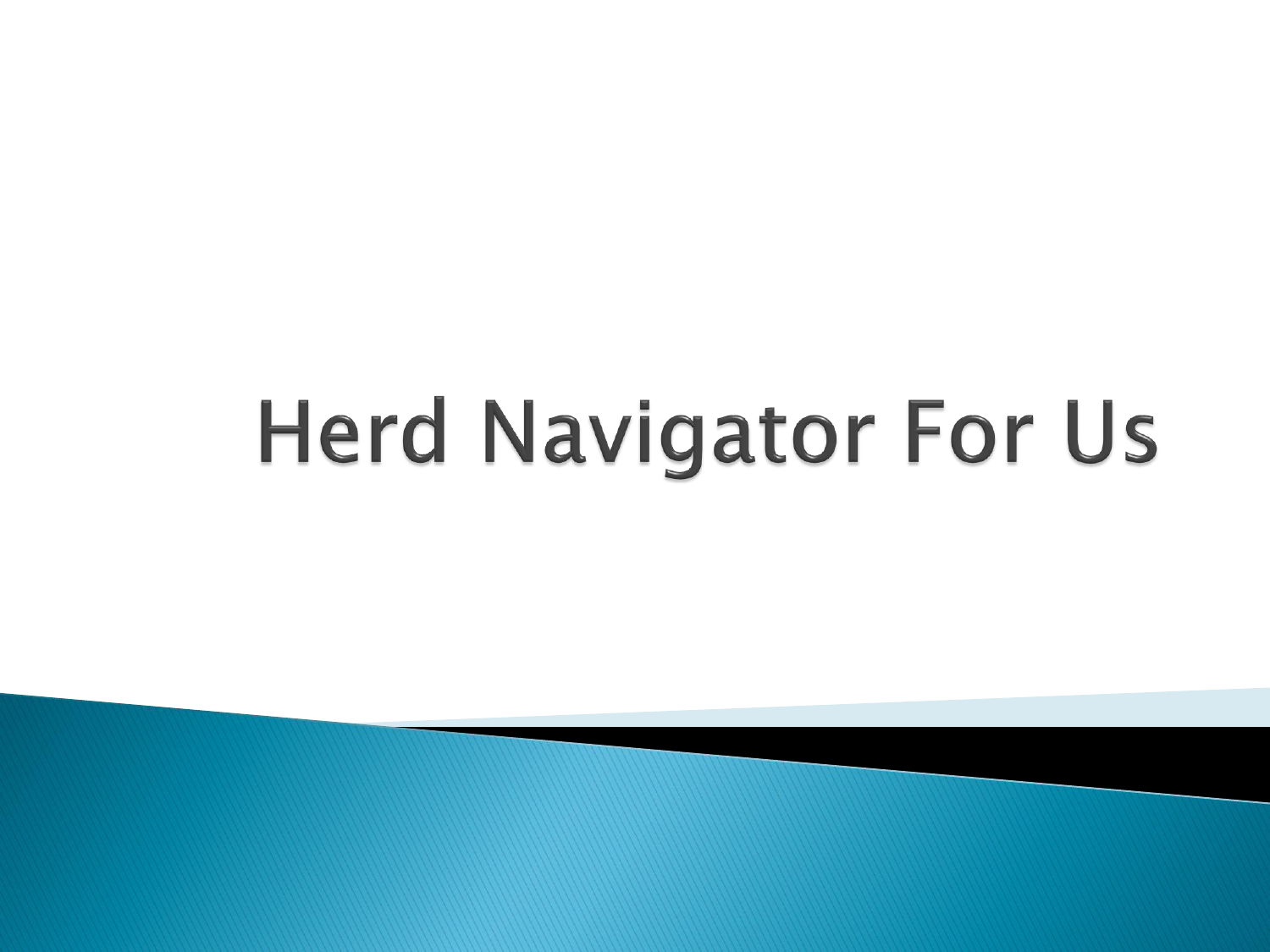# Herd Navigator For Us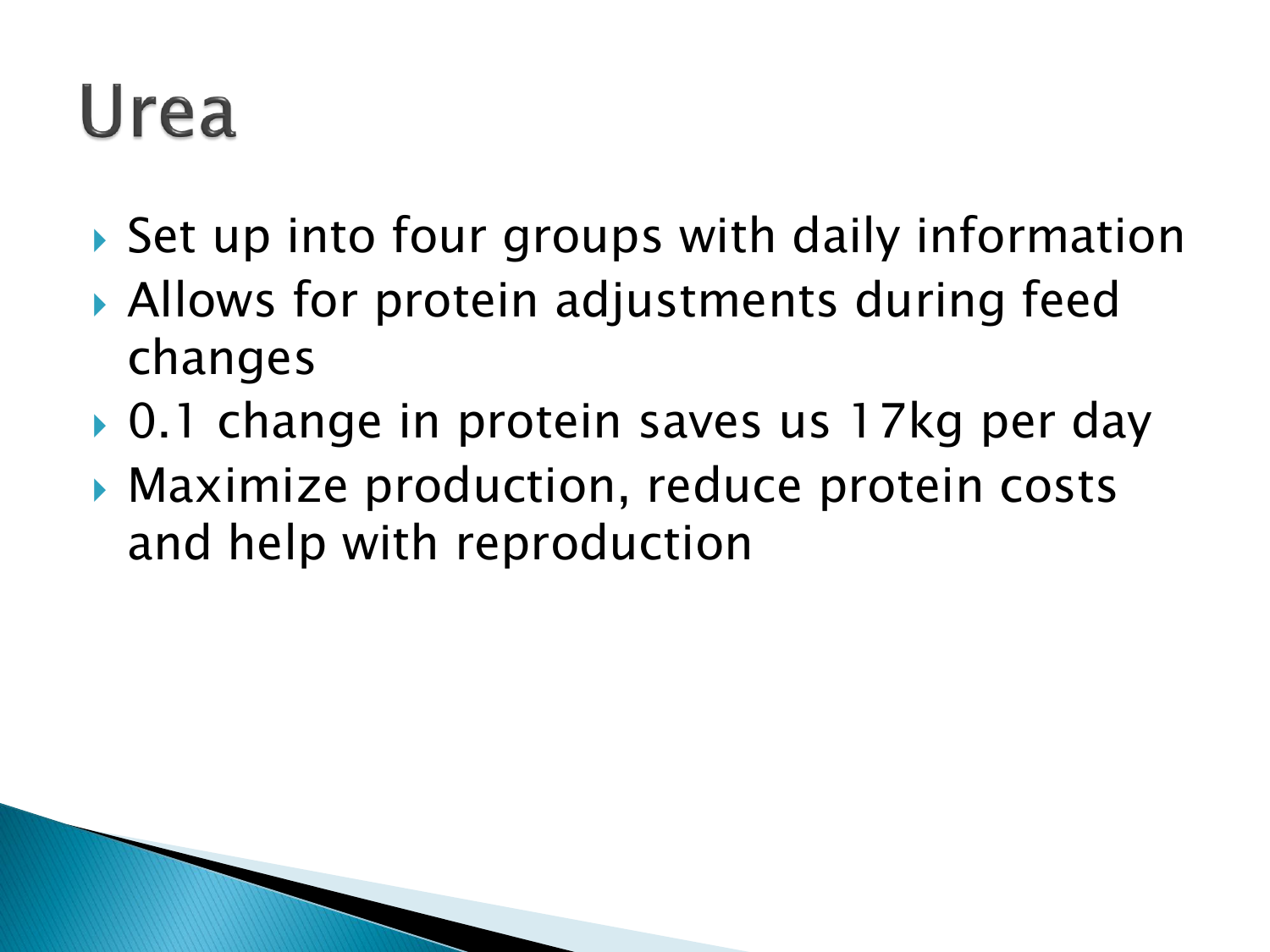# Urea

- Set up into four groups with daily information
- Allows for protein adjustments during feed changes
- 0.1 change in protein saves us 17kg per day
- Maximize production, reduce protein costs and help with reproduction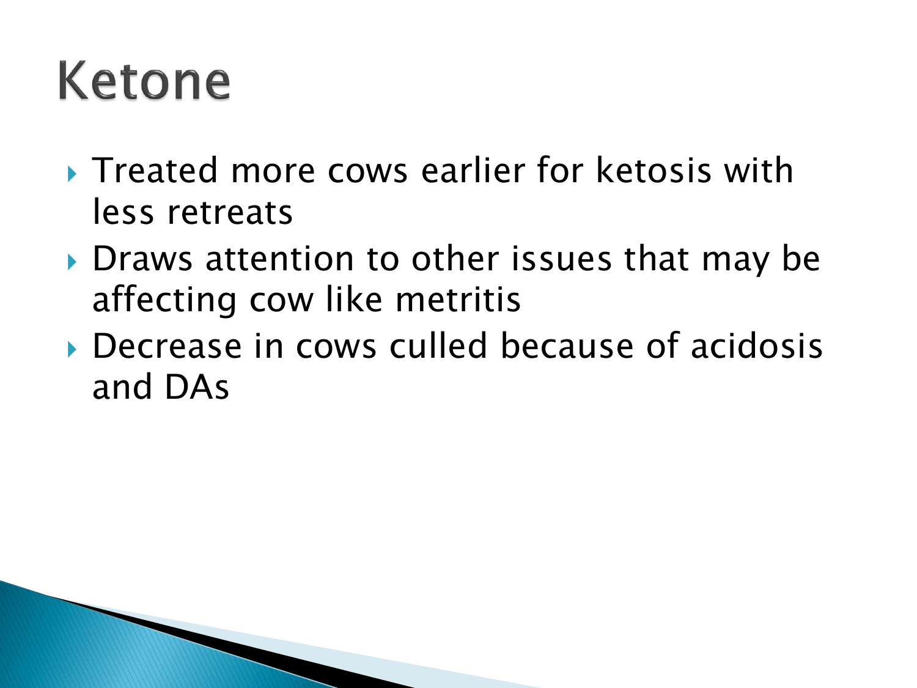# Ketone

- Treated more cows earlier for ketosis with less retreats
- Draws attention to other issues that may be affecting cow like metritis
- Decrease in cows culled because of acidosis and DAs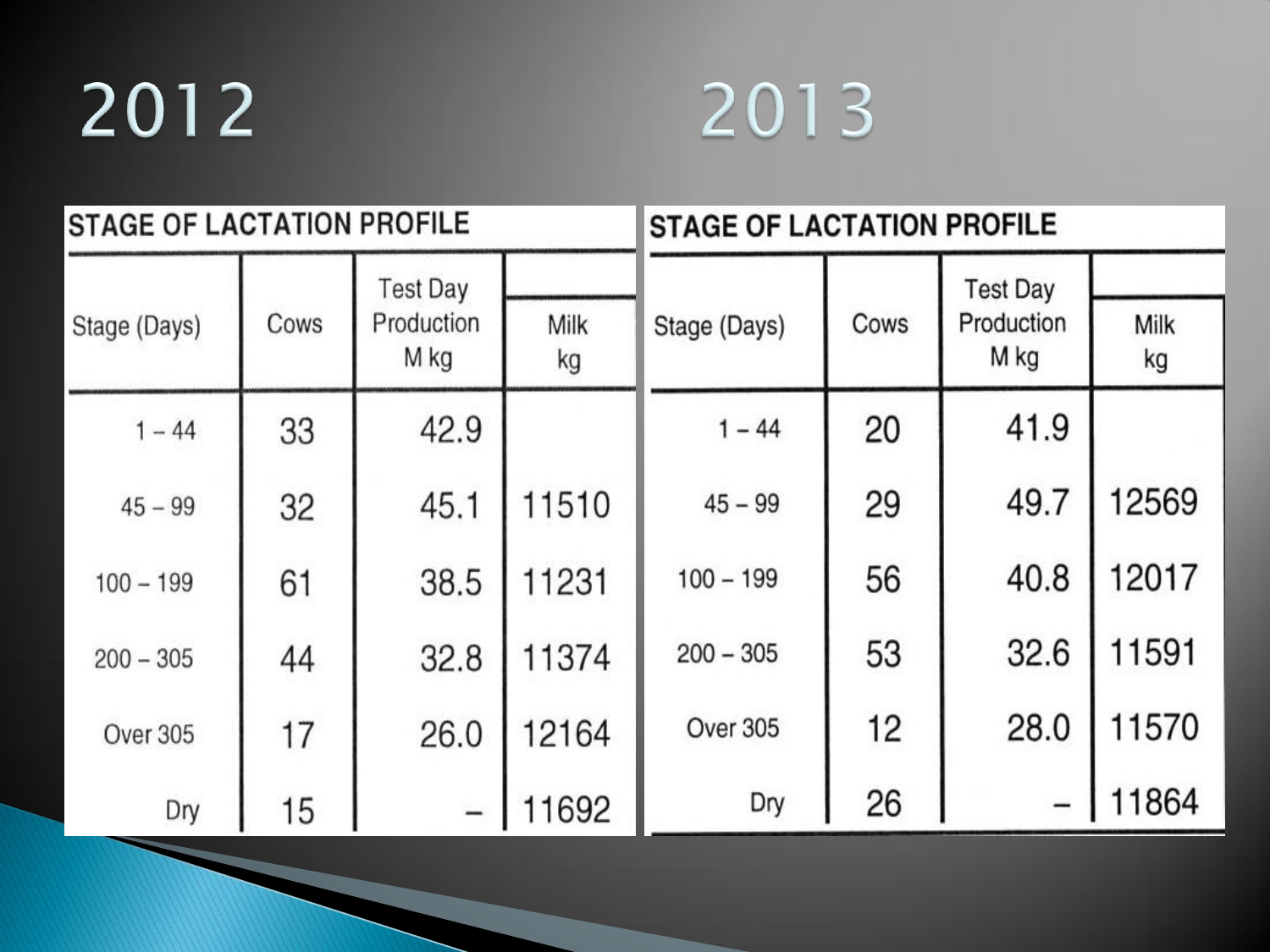# 2012 2013

**2012**

**STAGE OF LACTATION PROFILE**

| Stage (Days) | Cows | Test Day Production M kg | Milk kg |
|---|---|---|---|
| 1 – 44 | 33 | 42.9 | |
| 45 – 99 | 32 | 45.1 | 11510 |
| 100 – 199 | 61 | 38.5 | 11231 |
| 200 – 305 | 44 | 32.8 | 11374 |
| Over 305 | 17 | 26.0 | 12164 |
| Dry | 15 | – | 11692 |

**2013**

**STAGE OF LACTATION PROFILE**

| Stage (Days) | Cows | Test Day Production M kg | Milk kg |
|---|---|---|---|
| 1 – 44 | 20 | 41.9 | |
| 45 – 99 | 29 | 49.7 | 12569 |
| 100 – 199 | 56 | 40.8 | 12017 |
| 200 – 305 | 53 | 32.6 | 11591 |
| Over 305 | 12 | 28.0 | 11570 |
| Dry | 26 | – | 11864 |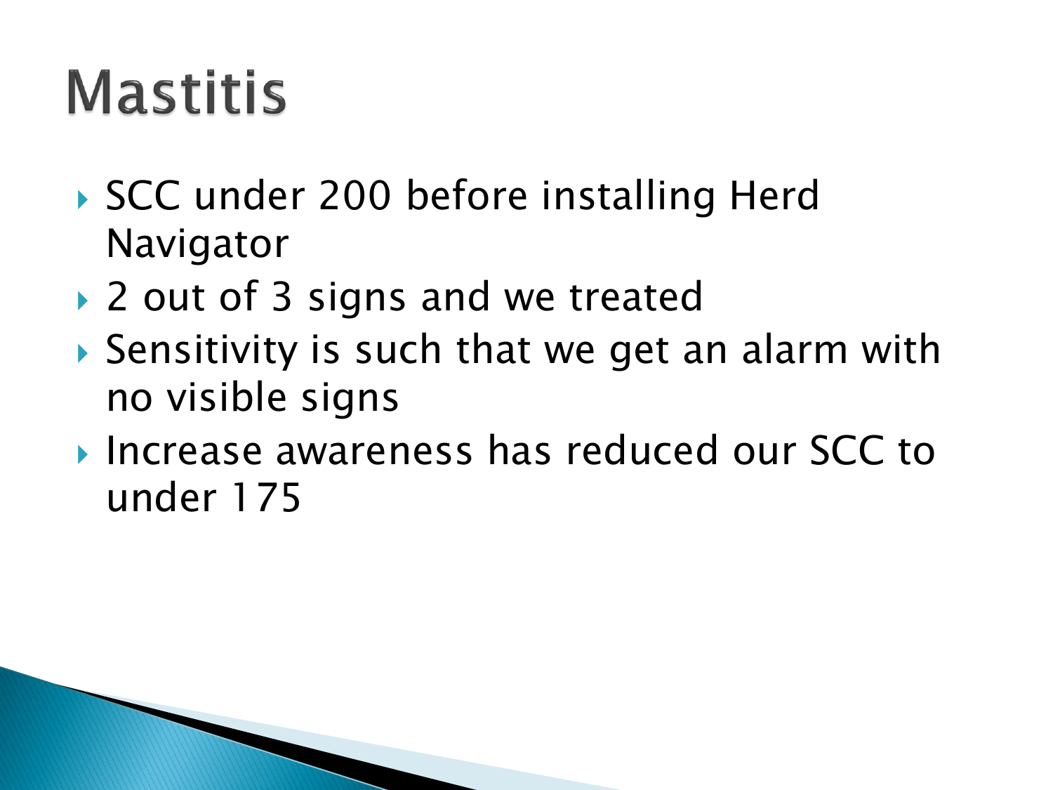# Mastitis

- SCC under 200 before installing Herd Navigator
- 2 out of 3 signs and we treated
- Sensitivity is such that we get an alarm with no visible signs
- Increase awareness has reduced our SCC to under 175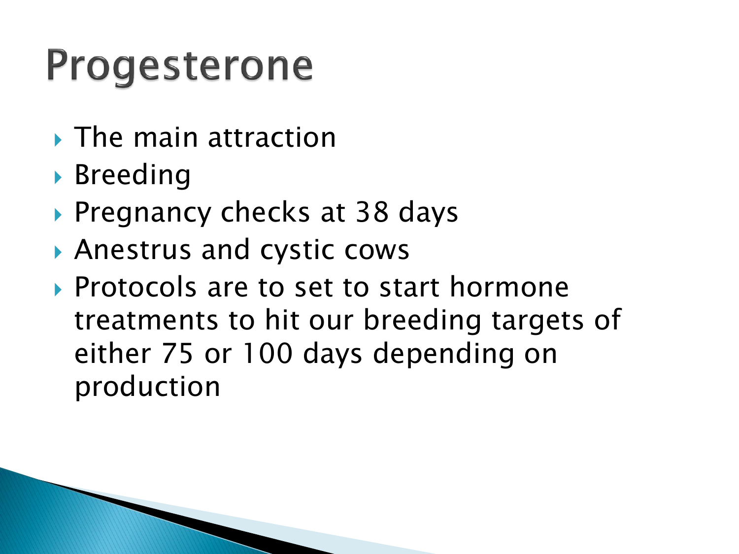# Progesterone

- The main attraction
- Breeding
- Pregnancy checks at 38 days
- Anestrus and cystic cows
- Protocols are to set to start hormone treatments to hit our breeding targets of either 75 or 100 days depending on production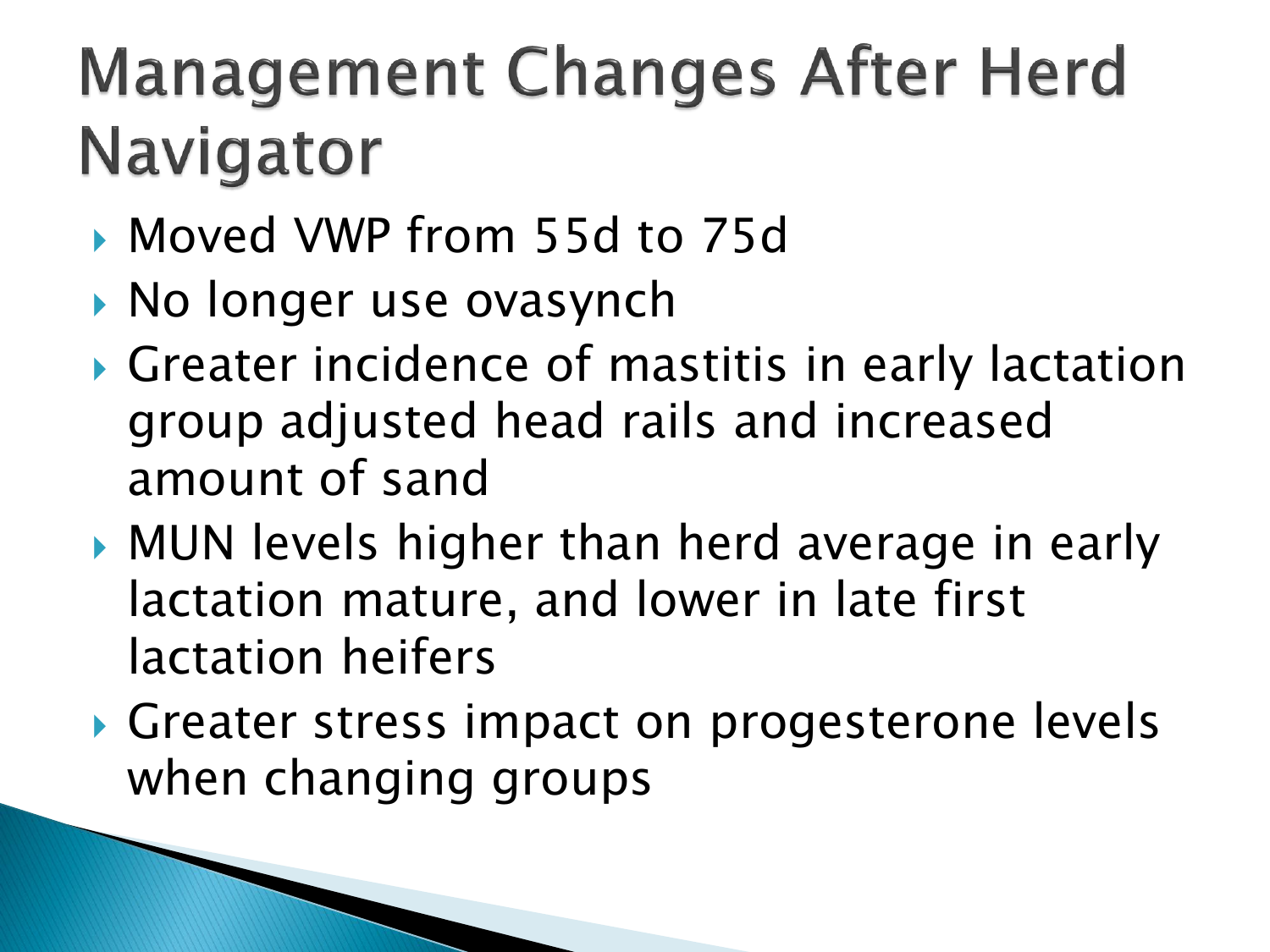# Management Changes After Herd Navigator

- Moved VWP from 55d to 75d
- No longer use ovasynch
- Greater incidence of mastitis in early lactation group adjusted head rails and increased amount of sand
- MUN levels higher than herd average in early lactation mature, and lower in late first lactation heifers
- Greater stress impact on progesterone levels when changing groups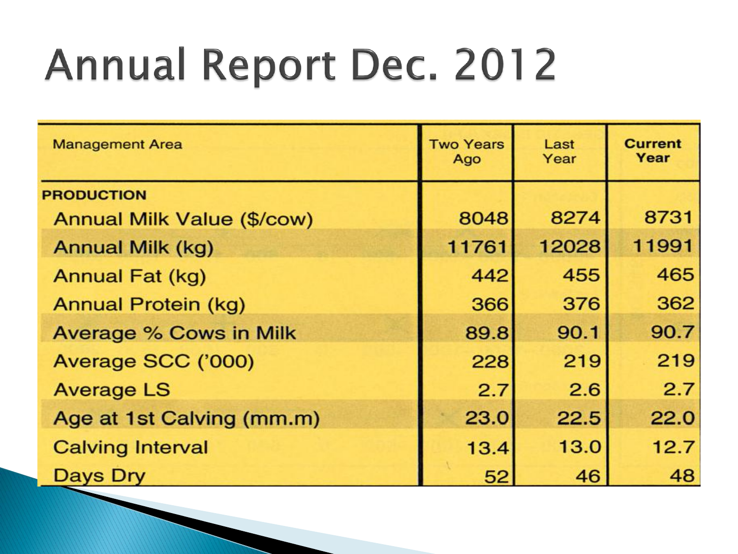# Annual Report Dec. 2012

| Management Area | Two Years Ago | Last Year | Current Year |
|---|---|---|---|
| **PRODUCTION** | | | |
| Annual Milk Value ($/cow) | 8048 | 8274 | 8731 |
| Annual Milk (kg) | 11761 | 12028 | 11991 |
| Annual Fat (kg) | 442 | 455 | 465 |
| Annual Protein (kg) | 366 | 376 | 362 |
| Average % Cows in Milk | 89.8 | 90.1 | 90.7 |
| Average SCC ('000) | 228 | 219 | 219 |
| Average LS | 2.7 | 2.6 | 2.7 |
| Age at 1st Calving (mm.m) | 23.0 | 22.5 | 22.0 |
| Calving Interval | 13.4 | 13.0 | 12.7 |
| Days Dry | 52 | 46 | 48 |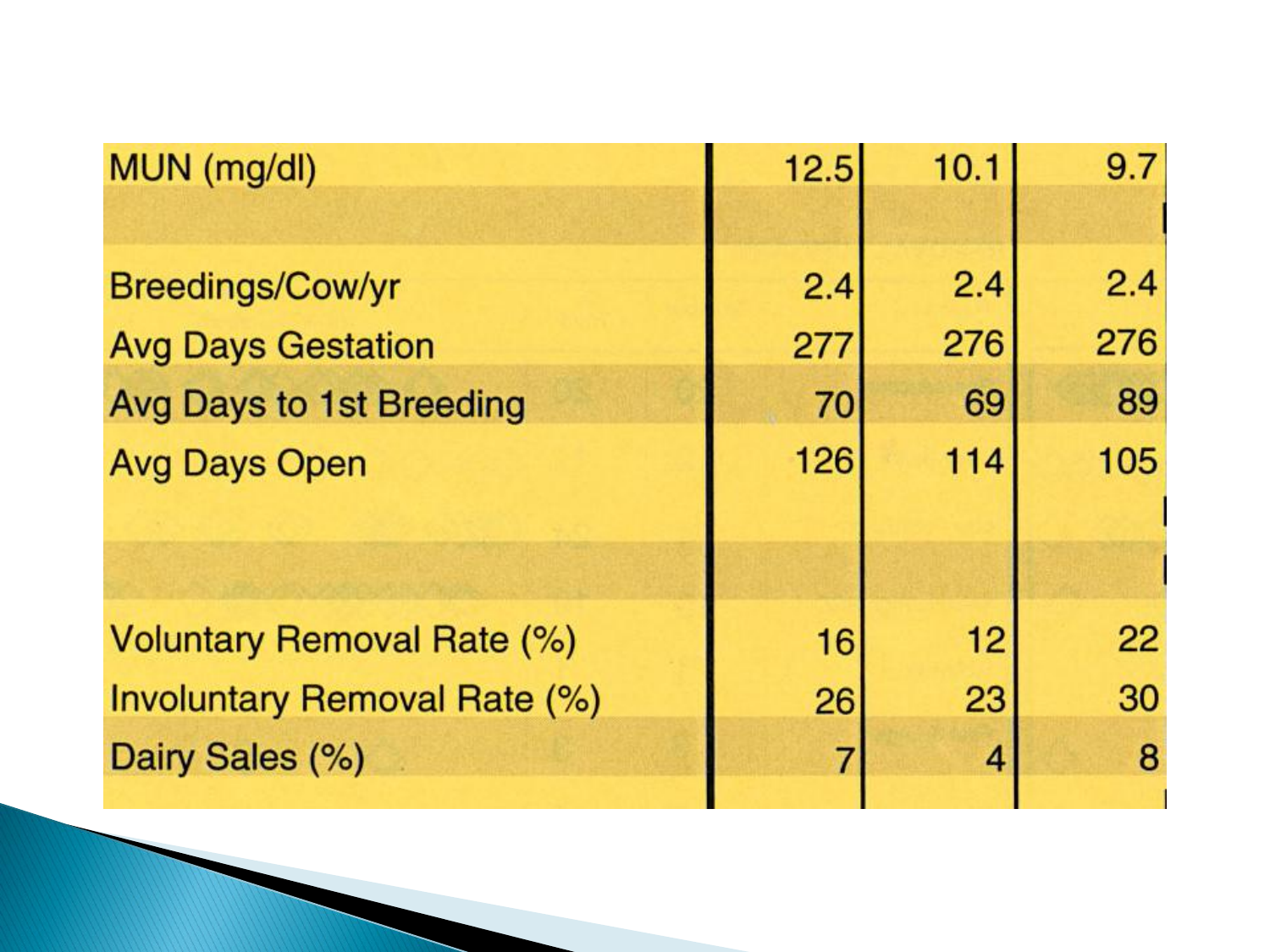| MUN (mg/dl) | 12.5 | 10.1 | 9.7 |
|---|---|---|---|
| | | | |
| Breedings/Cow/yr | 2.4 | 2.4 | 2.4 |
| Avg Days Gestation | 277 | 276 | 276 |
| Avg Days to 1st Breeding | 70 | 69 | 89 |
| Avg Days Open | 126 | 114 | 105 |
| | | | |
| | | | |
| Voluntary Removal Rate (%) | 16 | 12 | 22 |
| Involuntary Removal Rate (%) | 26 | 23 | 30 |
| Dairy Sales (%) | 7 | 4 | 8 |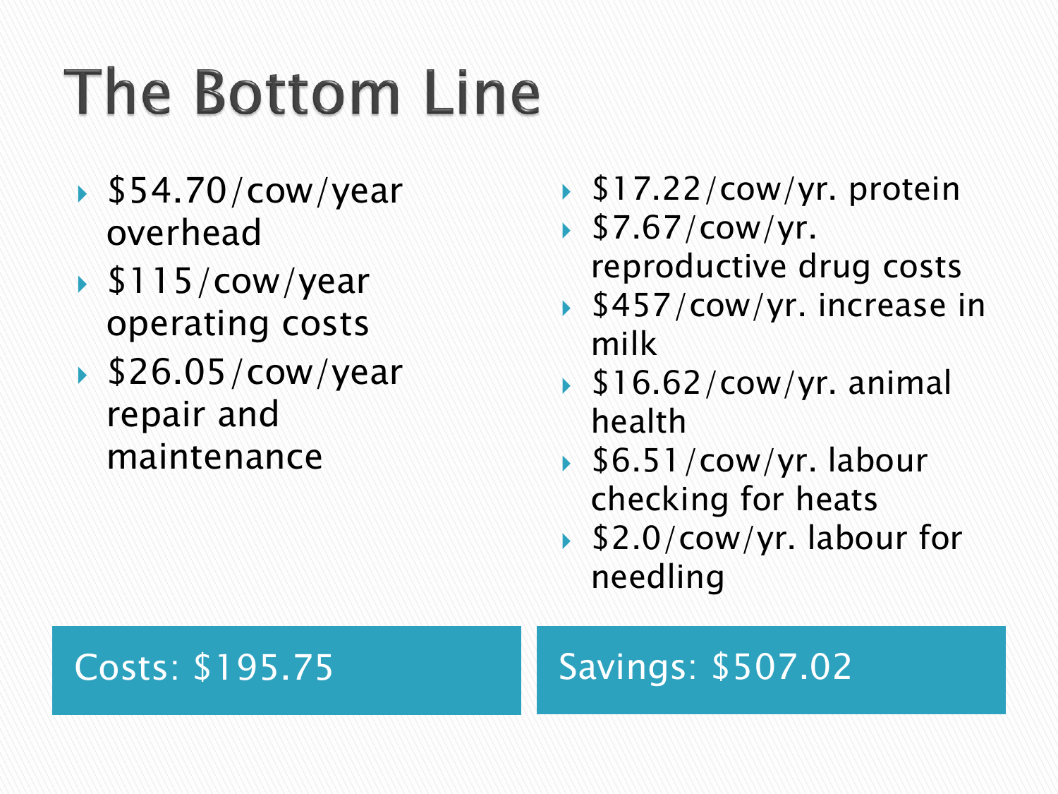# The Bottom Line

- $54.70/cow/year overhead
- $115/cow/year operating costs
- $26.05/cow/year repair and maintenance

- $17.22/cow/yr. protein
- $7.67/cow/yr. reproductive drug costs
- $457/cow/yr. increase in milk
- $16.62/cow/yr. animal health
- $6.51/cow/yr. labour checking for heats
- $2.0/cow/yr. labour for needling

Costs: $195.75

Savings: $507.02